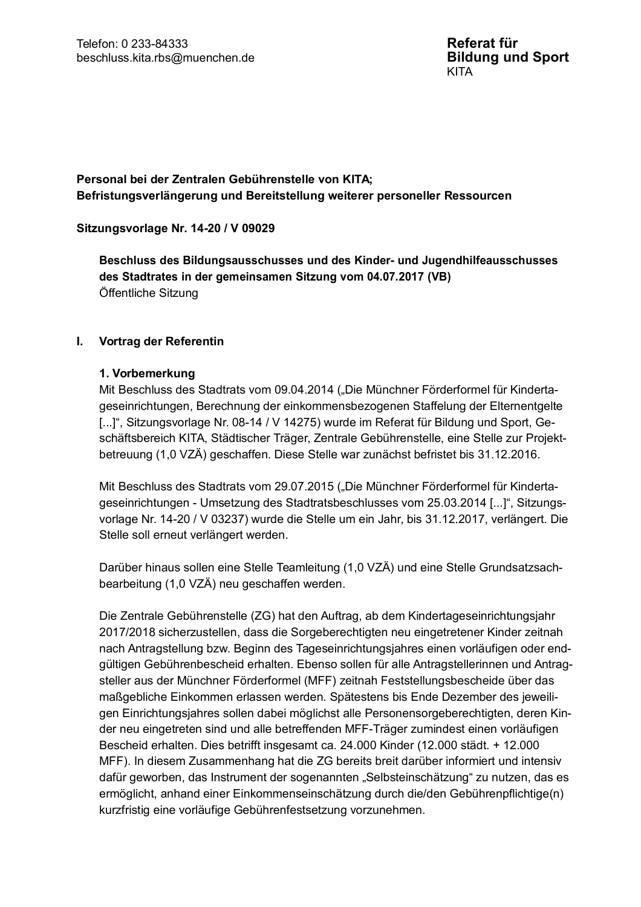Telefon: 0 233-84333
beschluss.kita.rbs@muenchen.de

**Referat für Bildung und Sport**
KITA

**Personal bei der Zentralen Gebührenstelle von KITA;**
**Befristungsverlängerung und Bereitstellung weiterer personeller Ressourcen**

**Sitzungsvorlage Nr. 14-20 / V 09029**

**Beschluss des Bildungsausschusses und des Kinder- und Jugendhilfeausschusses des Stadtrates in der gemeinsamen Sitzung vom 04.07.2017 (VB)**
Öffentliche Sitzung

## I. Vortrag der Referentin

### 1. Vorbemerkung

Mit Beschluss des Stadtrats vom 09.04.2014 („Die Münchner Förderformel für Kindertageseinrichtungen, Berechnung der einkommensbezogenen Staffelung der Elternentgelte [...]", Sitzungsvorlage Nr. 08-14 / V 14275) wurde im Referat für Bildung und Sport, Geschäftsbereich KITA, Städtischer Träger, Zentrale Gebührenstelle, eine Stelle zur Projektbetreuung (1,0 VZÄ) geschaffen. Diese Stelle war zunächst befristet bis 31.12.2016.

Mit Beschluss des Stadtrats vom 29.07.2015 („Die Münchner Förderformel für Kindertageseinrichtungen - Umsetzung des Stadtratsbeschlusses vom 25.03.2014 [...]", Sitzungsvorlage Nr. 14-20 / V 03237) wurde die Stelle um ein Jahr, bis 31.12.2017, verlängert. Die Stelle soll erneut verlängert werden.

Darüber hinaus sollen eine Stelle Teamleitung (1,0 VZÄ) und eine Stelle Grundsatzsachbearbeitung (1,0 VZÄ) neu geschaffen werden.

Die Zentrale Gebührenstelle (ZG) hat den Auftrag, ab dem Kindertageseinrichtungsjahr 2017/2018 sicherzustellen, dass die Sorgeberechtigten neu eingetretener Kinder zeitnah nach Antragstellung bzw. Beginn des Tageseinrichtungsjahres einen vorläufigen oder endgültigen Gebührenbescheid erhalten. Ebenso sollen für alle Antragstellerinnen und Antragsteller aus der Münchner Förderformel (MFF) zeitnah Feststellungsbescheide über das maßgebliche Einkommen erlassen werden. Spätestens bis Ende Dezember des jeweiligen Einrichtungsjahres sollen dabei möglichst alle Personensorgeberechtigten, deren Kinder neu eingetreten sind und alle betreffenden MFF-Träger zumindest einen vorläufigen Bescheid erhalten. Dies betrifft insgesamt ca. 24.000 Kinder (12.000 städt. + 12.000 MFF). In diesem Zusammenhang hat die ZG bereits breit darüber informiert und intensiv dafür geworben, das Instrument der sogenannten „Selbsteinschätzung" zu nutzen, das es ermöglicht, anhand einer Einkommenseinschätzung durch die/den Gebührenpflichtige(n) kurzfristig eine vorläufige Gebührenfestsetzung vorzunehmen.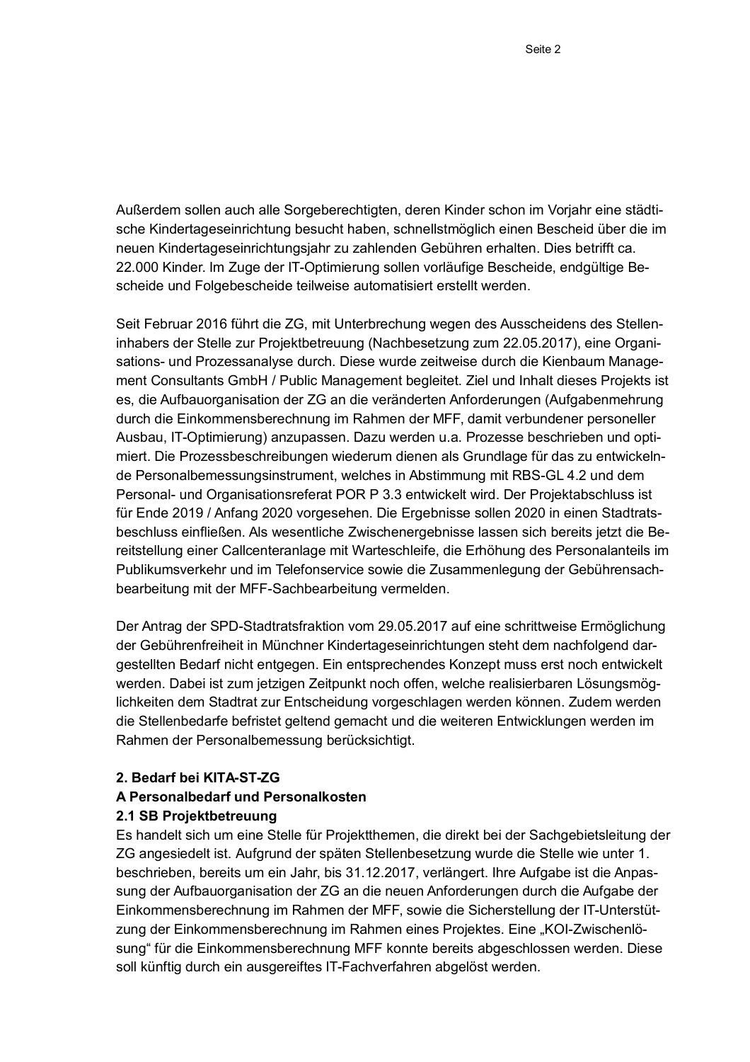Außerdem sollen auch alle Sorgeberechtigten, deren Kinder schon im Vorjahr eine städtische Kindertageseinrichtung besucht haben, schnellstmöglich einen Bescheid über die im neuen Kindertageseinrichtungsjahr zu zahlenden Gebühren erhalten. Dies betrifft ca. 22.000 Kinder. Im Zuge der IT-Optimierung sollen vorläufige Bescheide, endgültige Bescheide und Folgebescheide teilweise automatisiert erstellt werden.

Seit Februar 2016 führt die ZG, mit Unterbrechung wegen des Ausscheidens des Stelleninhabers der Stelle zur Projektbetreuung (Nachbesetzung zum 22.05.2017), eine Organisations- und Prozessanalyse durch. Diese wurde zeitweise durch die Kienbaum Management Consultants GmbH / Public Management begleitet. Ziel und Inhalt dieses Projekts ist es, die Aufbauorganisation der ZG an die veränderten Anforderungen (Aufgabenmehrung durch die Einkommensberechnung im Rahmen der MFF, damit verbundener personeller Ausbau, IT-Optimierung) anzupassen. Dazu werden u.a. Prozesse beschrieben und optimiert. Die Prozessbeschreibungen wiederum dienen als Grundlage für das zu entwickelnde Personalbemessungsinstrument, welches in Abstimmung mit RBS-GL 4.2 und dem Personal- und Organisationsreferat POR P 3.3 entwickelt wird. Der Projektabschluss ist für Ende 2019 / Anfang 2020 vorgesehen. Die Ergebnisse sollen 2020 in einen Stadtratsbeschluss einfließen. Als wesentliche Zwischenergebnisse lassen sich bereits jetzt die Bereitstellung einer Callcenteranlage mit Warteschleife, die Erhöhung des Personalanteils im Publikumsverkehr und im Telefonservice sowie die Zusammenlegung der Gebührensachbearbeitung mit der MFF-Sachbearbeitung vermelden.

Der Antrag der SPD-Stadtratsfraktion vom 29.05.2017 auf eine schrittweise Ermöglichung der Gebührenfreiheit in Münchner Kindertageseinrichtungen steht dem nachfolgend dargestellten Bedarf nicht entgegen. Ein entsprechendes Konzept muss erst noch entwickelt werden. Dabei ist zum jetzigen Zeitpunkt noch offen, welche realisierbaren Lösungsmöglichkeiten dem Stadtrat zur Entscheidung vorgeschlagen werden können. Zudem werden die Stellenbedarfe befristet geltend gemacht und die weiteren Entwicklungen werden im Rahmen der Personalbemessung berücksichtigt.

## 2. Bedarf bei KITA-ST-ZG

### A Personalbedarf und Personalkosten

### 2.1 SB Projektbetreuung

Es handelt sich um eine Stelle für Projektthemen, die direkt bei der Sachgebietsleitung der ZG angesiedelt ist. Aufgrund der späten Stellenbesetzung wurde die Stelle wie unter 1. beschrieben, bereits um ein Jahr, bis 31.12.2017, verlängert. Ihre Aufgabe ist die Anpassung der Aufbauorganisation der ZG an die neuen Anforderungen durch die Aufgabe der Einkommensberechnung im Rahmen der MFF, sowie die Sicherstellung der IT-Unterstützung der Einkommensberechnung im Rahmen eines Projektes. Eine „KOI-Zwischenlösung“ für die Einkommensberechnung MFF konnte bereits abgeschlossen werden. Diese soll künftig durch ein ausgereiftes IT-Fachverfahren abgelöst werden.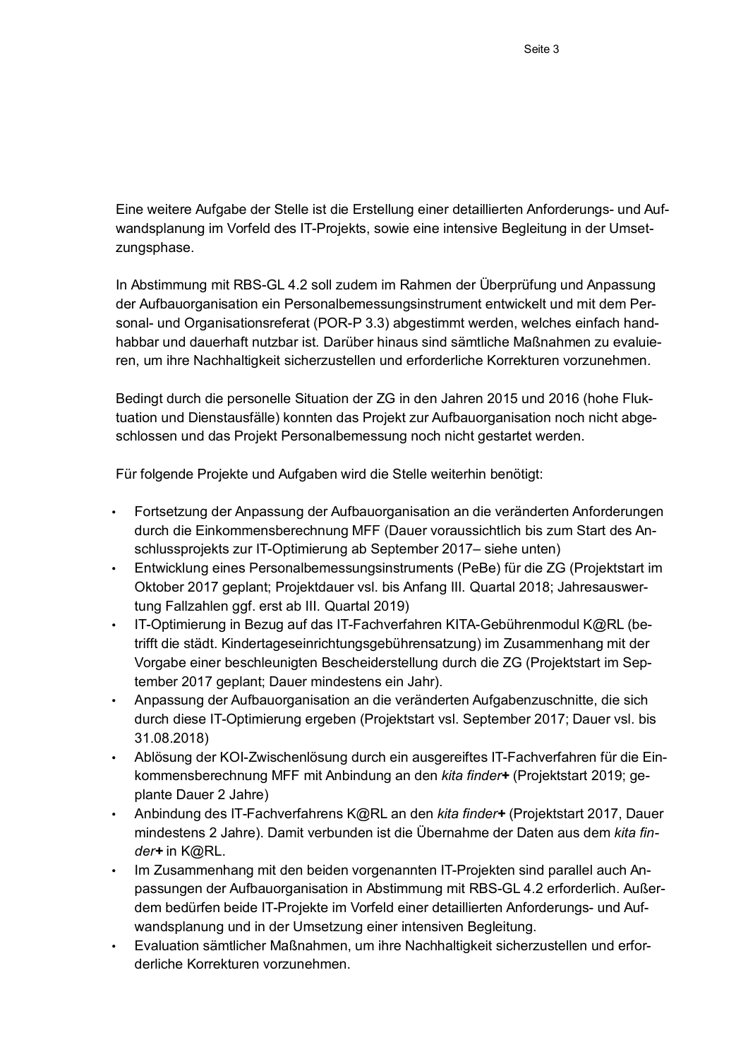Eine weitere Aufgabe der Stelle ist die Erstellung einer detaillierten Anforderungs- und Aufwandsplanung im Vorfeld des IT-Projekts, sowie eine intensive Begleitung in der Umsetzungsphase.

In Abstimmung mit RBS-GL 4.2 soll zudem im Rahmen der Überprüfung und Anpassung der Aufbauorganisation ein Personalbemessungsinstrument entwickelt und mit dem Personal- und Organisationsreferat (POR-P 3.3) abgestimmt werden, welches einfach handhabbar und dauerhaft nutzbar ist. Darüber hinaus sind sämtliche Maßnahmen zu evaluieren, um ihre Nachhaltigkeit sicherzustellen und erforderliche Korrekturen vorzunehmen.

Bedingt durch die personelle Situation der ZG in den Jahren 2015 und 2016 (hohe Fluktuation und Dienstausfälle) konnten das Projekt zur Aufbauorganisation noch nicht abgeschlossen und das Projekt Personalbemessung noch nicht gestartet werden.

Für folgende Projekte und Aufgaben wird die Stelle weiterhin benötigt:

- Fortsetzung der Anpassung der Aufbauorganisation an die veränderten Anforderungen durch die Einkommensberechnung MFF (Dauer voraussichtlich bis zum Start des Anschlussprojekts zur IT-Optimierung ab September 2017– siehe unten)
- Entwicklung eines Personalbemessungsinstruments (PeBe) für die ZG (Projektstart im Oktober 2017 geplant; Projektdauer vsl. bis Anfang III. Quartal 2018; Jahresauswertung Fallzahlen ggf. erst ab III. Quartal 2019)
- IT-Optimierung in Bezug auf das IT-Fachverfahren KITA-Gebührenmodul K@RL (betrifft die städt. Kindertageseinrichtungsgebührensatzung) im Zusammenhang mit der Vorgabe einer beschleunigten Bescheiderstellung durch die ZG (Projektstart im September 2017 geplant; Dauer mindestens ein Jahr).
- Anpassung der Aufbauorganisation an die veränderten Aufgabenzuschnitte, die sich durch diese IT-Optimierung ergeben (Projektstart vsl. September 2017; Dauer vsl. bis 31.08.2018)
- Ablösung der KOI-Zwischenlösung durch ein ausgereiftes IT-Fachverfahren für die Einkommensberechnung MFF mit Anbindung an den *kita finder***+** (Projektstart 2019; geplante Dauer 2 Jahre)
- Anbindung des IT-Fachverfahrens K@RL an den *kita finder***+** (Projektstart 2017, Dauer mindestens 2 Jahre). Damit verbunden ist die Übernahme der Daten aus dem *kita finder***+** in K@RL.
- Im Zusammenhang mit den beiden vorgenannten IT-Projekten sind parallel auch Anpassungen der Aufbauorganisation in Abstimmung mit RBS-GL 4.2 erforderlich. Außerdem bedürfen beide IT-Projekte im Vorfeld einer detaillierten Anforderungs- und Aufwandsplanung und in der Umsetzung einer intensiven Begleitung.
- Evaluation sämtlicher Maßnahmen, um ihre Nachhaltigkeit sicherzustellen und erforderliche Korrekturen vorzunehmen.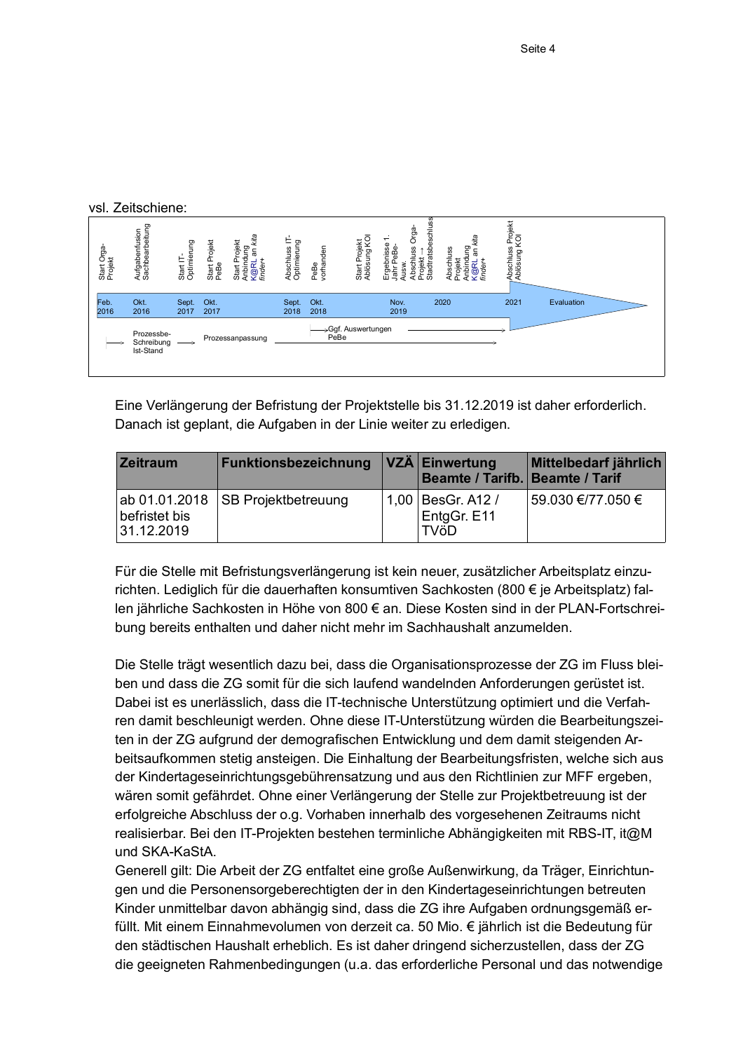vsl. Zeitschiene:

| Feb. 2016 | Okt. 2016 | Sept. 2017 | Okt. 2017 | | Sept. 2018 | Okt. 2018 | | Nov. 2019 | 2020 | 2021 | Evaluation |
|---|---|---|---|---|---|---|---|---|---|---|---|
| Start Orga-Projekt | Aufgabenfusion Sachbearbeitung | Start IT-Optimierung | Start Projekt PeBe | Start Projekt Anbindung K@RL an *kita finder+* | Abschluss IT-Optimierung | PeBe vorhanden | Start Projekt Ablösung KOI | Ergebnisse 1. Jahr PeBe-Ausw. Abschluss Orga-Projekt → Stadtratsbeschluss | Abschluss Projekt Anbindung K@RL an *kita finder+* | Abschluss Projekt Ablösung KOI | |

→ Prozessbe-Schreibung Ist-Stand → Prozessanpassung →

→ Ggf. Auswertungen PeBe →

Eine Verlängerung der Befristung der Projektstelle bis 31.12.2019 ist daher erforderlich. Danach ist geplant, die Aufgaben in der Linie weiter zu erledigen.

| Zeitraum | Funktionsbezeichnung | VZÄ | Einwertung Beamte / Tarifb. | Mittelbedarf jährlich Beamte / Tarif |
|---|---|---|---|---|
| ab 01.01.2018 befristet bis 31.12.2019 | SB Projektbetreuung | 1,00 | BesGr. A12 / EntgGr. E11 TVöD | 59.030 €/77.050 € |

Für die Stelle mit Befristungsverlängerung ist kein neuer, zusätzlicher Arbeitsplatz einzurichten. Lediglich für die dauerhaften konsumtiven Sachkosten (800 € je Arbeitsplatz) fallen jährliche Sachkosten in Höhe von 800 € an. Diese Kosten sind in der PLAN-Fortschreibung bereits enthalten und daher nicht mehr im Sachhaushalt anzumelden.

Die Stelle trägt wesentlich dazu bei, dass die Organisationsprozesse der ZG im Fluss bleiben und dass die ZG somit für die sich laufend wandelnden Anforderungen gerüstet ist. Dabei ist es unerlässlich, dass die IT-technische Unterstützung optimiert und die Verfahren damit beschleunigt werden. Ohne diese IT-Unterstützung würden die Bearbeitungszeiten in der ZG aufgrund der demografischen Entwicklung und dem damit steigenden Arbeitsaufkommen stetig ansteigen. Die Einhaltung der Bearbeitungsfristen, welche sich aus der Kindertageseinrichtungsgebührensatzung und aus den Richtlinien zur MFF ergeben, wären somit gefährdet. Ohne einer Verlängerung der Stelle zur Projektbetreuung ist der erfolgreiche Abschluss der o.g. Vorhaben innerhalb des vorgesehenen Zeitraums nicht realisierbar. Bei den IT-Projekten bestehen terminliche Abhängigkeiten mit RBS-IT, it@M und SKA-KaStA.
Generell gilt: Die Arbeit der ZG entfaltet eine große Außenwirkung, da Träger, Einrichtungen und die Personensorgeberechtigten der in den Kindertageseinrichtungen betreuten Kinder unmittelbar davon abhängig sind, dass die ZG ihre Aufgaben ordnungsgemäß erfüllt. Mit einem Einnahmevolumen von derzeit ca. 50 Mio. € jährlich ist die Bedeutung für den städtischen Haushalt erheblich. Es ist daher dringend sicherzustellen, dass der ZG die geeigneten Rahmenbedingungen (u.a. das erforderliche Personal und das notwendige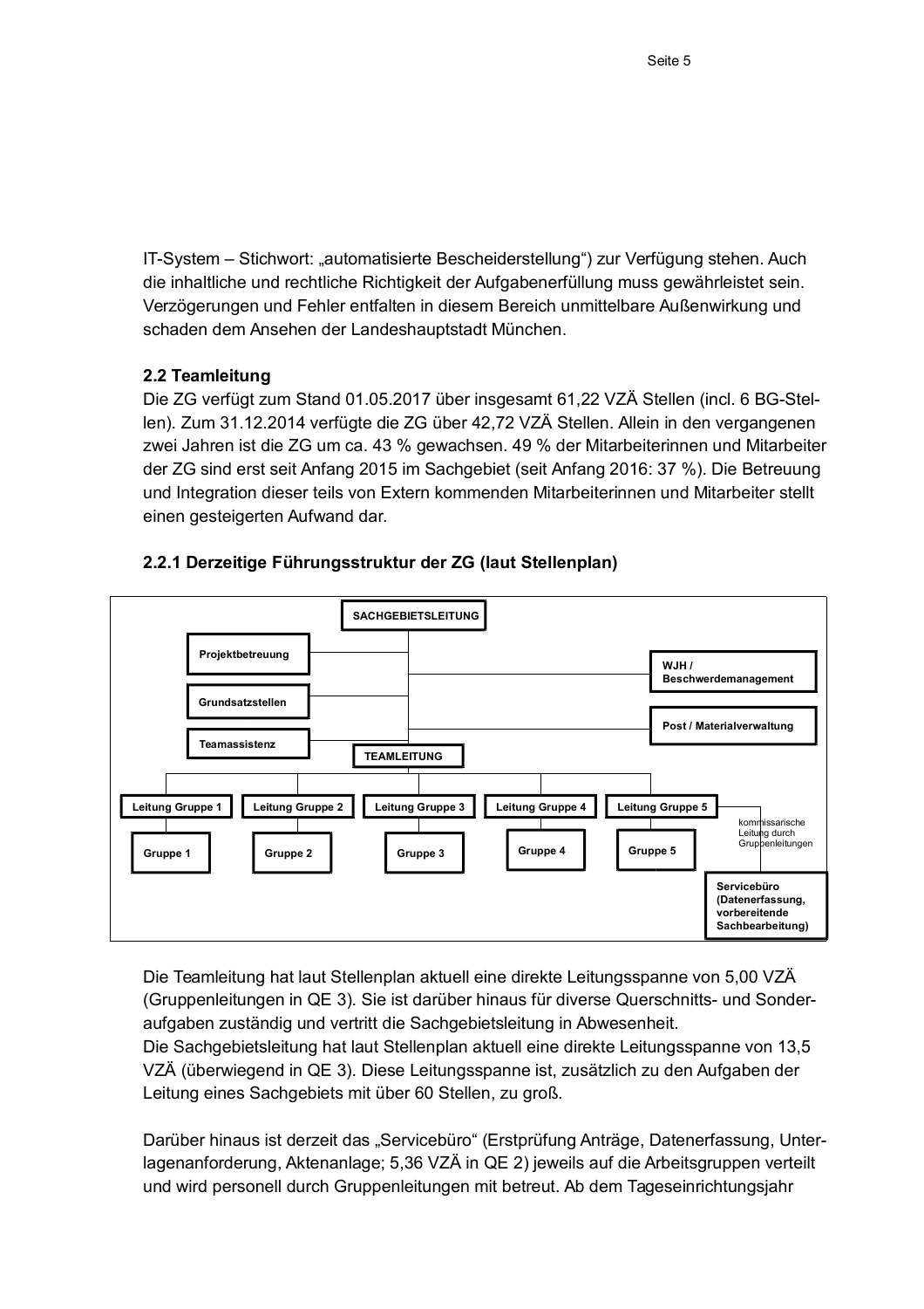IT-System – Stichwort: „automatisierte Bescheiderstellung“) zur Verfügung stehen. Auch die inhaltliche und rechtliche Richtigkeit der Aufgabenerfüllung muss gewährleistet sein. Verzögerungen und Fehler entfalten in diesem Bereich unmittelbare Außenwirkung und schaden dem Ansehen der Landeshauptstadt München.

### 2.2 Teamleitung

Die ZG verfügt zum Stand 01.05.2017 über insgesamt 61,22 VZÄ Stellen (incl. 6 BG-Stellen). Zum 31.12.2014 verfügte die ZG über 42,72 VZÄ Stellen. Allein in den vergangenen zwei Jahren ist die ZG um ca. 43 % gewachsen. 49 % der Mitarbeiterinnen und Mitarbeiter der ZG sind erst seit Anfang 2015 im Sachgebiet (seit Anfang 2016: 37 %). Die Betreuung und Integration dieser teils von Extern kommenden Mitarbeiterinnen und Mitarbeiter stellt einen gesteigerten Aufwand dar.

#### 2.2.1 Derzeitige Führungsstruktur der ZG (laut Stellenplan)

- **SACHGEBIETSLEITUNG**
  - Projektbetreuung
  - Grundsatzstellen
  - Teamassistenz
  - WJH / Beschwerdemanagement
  - Post / Materialverwaltung
  - **TEAMLEITUNG**
    - Leitung Gruppe 1 – Gruppe 1
    - Leitung Gruppe 2 – Gruppe 2
    - Leitung Gruppe 3 – Gruppe 3
    - Leitung Gruppe 4 – Gruppe 4
    - Leitung Gruppe 5 – Gruppe 5
    - kommissarische Leitung durch Gruppenleitungen – Servicebüro (Datenerfassung, vorbereitende Sachbearbeitung)

Die Teamleitung hat laut Stellenplan aktuell eine direkte Leitungsspanne von 5,00 VZÄ (Gruppenleitungen in QE 3). Sie ist darüber hinaus für diverse Querschnitts- und Sonderaufgaben zuständig und vertritt die Sachgebietsleitung in Abwesenheit.
Die Sachgebietsleitung hat laut Stellenplan aktuell eine direkte Leitungsspanne von 13,5 VZÄ (überwiegend in QE 3). Diese Leitungsspanne ist, zusätzlich zu den Aufgaben der Leitung eines Sachgebiets mit über 60 Stellen, zu groß.

Darüber hinaus ist derzeit das „Servicebüro“ (Erstprüfung Anträge, Datenerfassung, Unterlagenanforderung, Aktenanlage; 5,36 VZÄ in QE 2) jeweils auf die Arbeitsgruppen verteilt und wird personell durch Gruppenleitungen mit betreut. Ab dem Tageseinrichtungsjahr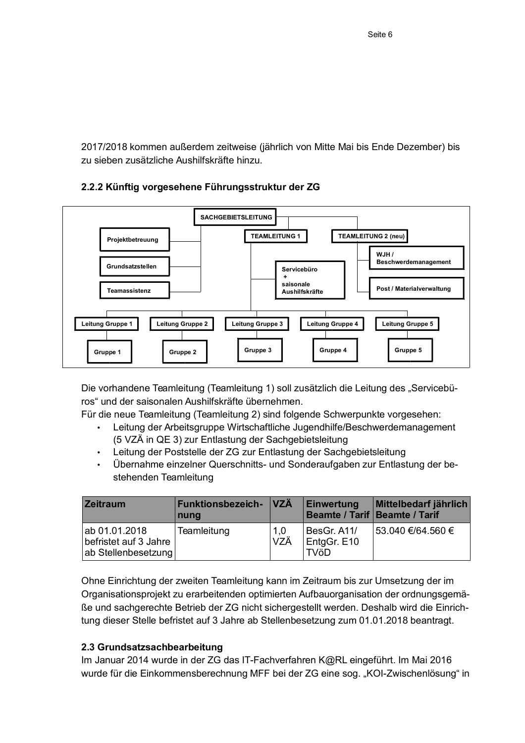2017/2018 kommen außerdem zeitweise (jährlich von Mitte Mai bis Ende Dezember) bis zu sieben zusätzliche Aushilfskräfte hinzu.

### 2.2.2 Künftig vorgesehene Führungsstruktur der ZG

- **SACHGEBIETSLEITUNG**
  - Projektbetreuung
  - Grundsatzstellen
  - Teamassistenz
  - **TEAMLEITUNG 1**
    - Servicebüro + saisonale Aushilfskräfte
    - Leitung Gruppe 1 – Gruppe 1
    - Leitung Gruppe 2 – Gruppe 2
    - Leitung Gruppe 3 – Gruppe 3
    - Leitung Gruppe 4 – Gruppe 4
    - Leitung Gruppe 5 – Gruppe 5
  - **TEAMLEITUNG 2 (neu)**
    - WJH / Beschwerdemanagement
    - Post / Materialverwaltung

Die vorhandene Teamleitung (Teamleitung 1) soll zusätzlich die Leitung des „Servicebüros" und der saisonalen Aushilfskräfte übernehmen.
Für die neue Teamleitung (Teamleitung 2) sind folgende Schwerpunkte vorgesehen:

- Leitung der Arbeitsgruppe Wirtschaftliche Jugendhilfe/Beschwerdemanagement (5 VZÄ in QE 3) zur Entlastung der Sachgebietsleitung
- Leitung der Poststelle der ZG zur Entlastung der Sachgebietsleitung
- Übernahme einzelner Querschnitts- und Sonderaufgaben zur Entlastung der bestehenden Teamleitung

| Zeitraum | Funktionsbezeichnung | VZÄ | Einwertung Beamte / Tarif | Mittelbedarf jährlich Beamte / Tarif |
|---|---|---|---|---|
| ab 01.01.2018 befristet auf 3 Jahre ab Stellenbesetzung | Teamleitung | 1,0 VZÄ | BesGr. A11/ EntgGr. E10 TVöD | 53.040 €/64.560 € |

Ohne Einrichtung der zweiten Teamleitung kann im Zeitraum bis zur Umsetzung der im Organisationsprojekt zu erarbeitenden optimierten Aufbauorganisation der ordnungsgemäße und sachgerechte Betrieb der ZG nicht sichergestellt werden. Deshalb wird die Einrichtung dieser Stelle befristet auf 3 Jahre ab Stellenbesetzung zum 01.01.2018 beantragt.

### 2.3 Grundsatzsachbearbeitung

Im Januar 2014 wurde in der ZG das IT-Fachverfahren K@RL eingeführt. Im Mai 2016 wurde für die Einkommensberechnung MFF bei der ZG eine sog. „KOI-Zwischenlösung" in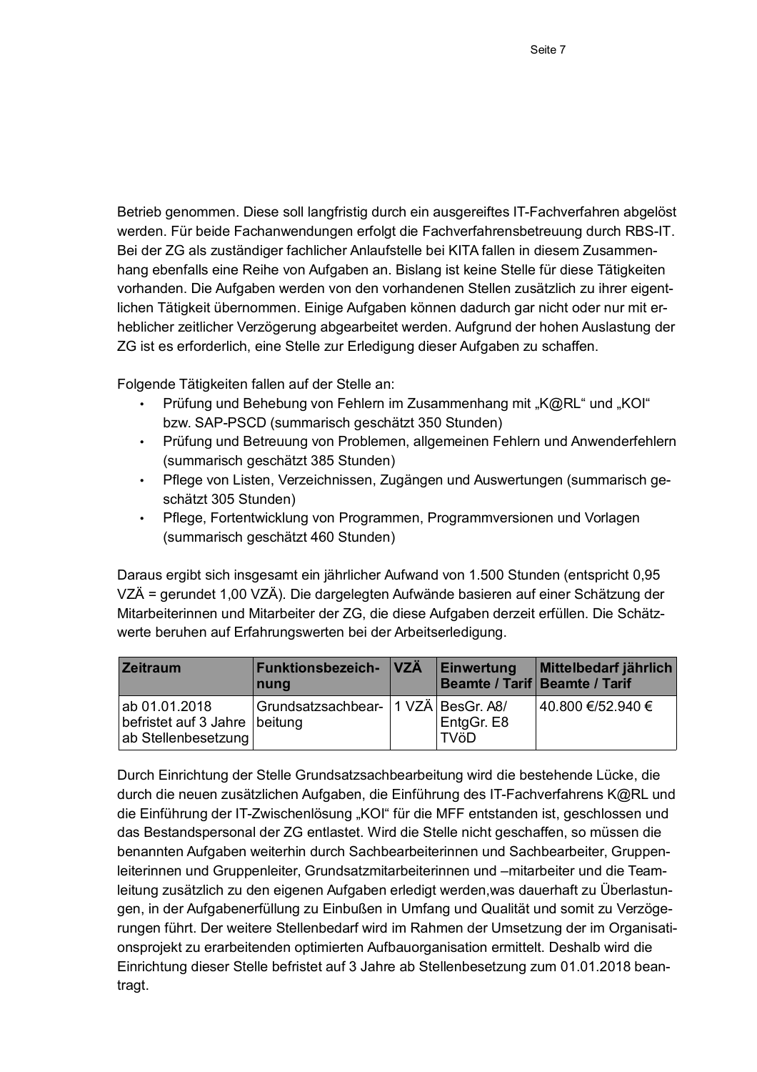Betrieb genommen. Diese soll langfristig durch ein ausgereiftes IT-Fachverfahren abgelöst werden. Für beide Fachanwendungen erfolgt die Fachverfahrensbetreuung durch RBS-IT. Bei der ZG als zuständiger fachlicher Anlaufstelle bei KITA fallen in diesem Zusammenhang ebenfalls eine Reihe von Aufgaben an. Bislang ist keine Stelle für diese Tätigkeiten vorhanden. Die Aufgaben werden von den vorhandenen Stellen zusätzlich zu ihrer eigentlichen Tätigkeit übernommen. Einige Aufgaben können dadurch gar nicht oder nur mit erheblicher zeitlicher Verzögerung abgearbeitet werden. Aufgrund der hohen Auslastung der ZG ist es erforderlich, eine Stelle zur Erledigung dieser Aufgaben zu schaffen.

Folgende Tätigkeiten fallen auf der Stelle an:

- Prüfung und Behebung von Fehlern im Zusammenhang mit „K@RL" und „KOI" bzw. SAP-PSCD (summarisch geschätzt 350 Stunden)
- Prüfung und Betreuung von Problemen, allgemeinen Fehlern und Anwenderfehlern (summarisch geschätzt 385 Stunden)
- Pflege von Listen, Verzeichnissen, Zugängen und Auswertungen (summarisch geschätzt 305 Stunden)
- Pflege, Fortentwicklung von Programmen, Programmversionen und Vorlagen (summarisch geschätzt 460 Stunden)

Daraus ergibt sich insgesamt ein jährlicher Aufwand von 1.500 Stunden (entspricht 0,95 VZÄ = gerundet 1,00 VZÄ). Die dargelegten Aufwände basieren auf einer Schätzung der Mitarbeiterinnen und Mitarbeiter der ZG, die diese Aufgaben derzeit erfüllen. Die Schätzwerte beruhen auf Erfahrungswerten bei der Arbeitserledigung.

| Zeitraum | Funktionsbezeichnung | VZÄ | Einwertung Beamte / Tarif | Mittelbedarf jährlich Beamte / Tarif |
|---|---|---|---|---|
| ab 01.01.2018 befristet auf 3 Jahre ab Stellenbesetzung | Grundsatzsachbearbeitung | 1 VZÄ | BesGr. A8/ EntgGr. E8 TVöD | 40.800 €/52.940 € |

Durch Einrichtung der Stelle Grundsatzsachbearbeitung wird die bestehende Lücke, die durch die neuen zusätzlichen Aufgaben, die Einführung des IT-Fachverfahrens K@RL und die Einführung der IT-Zwischenlösung „KOI" für die MFF entstanden ist, geschlossen und das Bestandspersonal der ZG entlastet. Wird die Stelle nicht geschaffen, so müssen die benannten Aufgaben weiterhin durch Sachbearbeiterinnen und Sachbearbeiter, Gruppenleiterinnen und Gruppenleiter, Grundsatzmitarbeiterinnen und –mitarbeiter und die Teamleitung zusätzlich zu den eigenen Aufgaben erledigt werden,was dauerhaft zu Überlastungen, in der Aufgabenerfüllung zu Einbußen in Umfang und Qualität und somit zu Verzögerungen führt. Der weitere Stellenbedarf wird im Rahmen der Umsetzung der im Organisationsprojekt zu erarbeitenden optimierten Aufbauorganisation ermittelt. Deshalb wird die Einrichtung dieser Stelle befristet auf 3 Jahre ab Stellenbesetzung zum 01.01.2018 beantragt.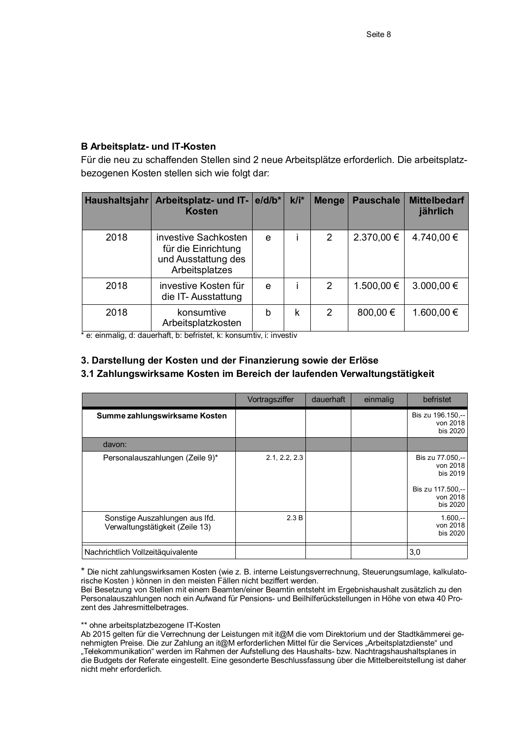**B Arbeitsplatz- und IT-Kosten**

Für die neu zu schaffenden Stellen sind 2 neue Arbeitsplätze erforderlich. Die arbeitsplatzbezogenen Kosten stellen sich wie folgt dar:

| Haushaltsjahr | Arbeitsplatz- und IT-Kosten | e/d/b* | k/i* | Menge | Pauschale | Mittelbedarf jährlich |
|---|---|---|---|---|---|---|
| 2018 | investive Sachkosten für die Einrichtung und Ausstattung des Arbeitsplatzes | e | i | 2 | 2.370,00 € | 4.740,00 € |
| 2018 | investive Kosten für die IT- Ausstattung | e | i | 2 | 1.500,00 € | 3.000,00 € |
| 2018 | konsumtive Arbeitsplatzkosten | b | k | 2 | 800,00 € | 1.600,00 € |

\* e: einmalig, d: dauerhaft, b: befristet, k: konsumtiv, i: investiv

### 3. Darstellung der Kosten und der Finanzierung sowie der Erlöse

### 3.1 Zahlungswirksame Kosten im Bereich der laufenden Verwaltungstätigkeit

| | Vortragsziffer | dauerhaft | einmalig | befristet |
|---|---|---|---|---|
| **Summe zahlungswirksame Kosten** | | | | Bis zu 196.150,-- von 2018 bis 2020 |
| davon: | | | | |
| Personalauszahlungen (Zeile 9)* | 2.1, 2.2, 2.3 | | | Bis zu 77.050,-- von 2018 bis 2019<br><br>Bis zu 117.500,-- von 2018 bis 2020 |
| Sonstige Auszahlungen aus lfd. Verwaltungstätigkeit (Zeile 13) | 2.3 B | | | 1.600,-- von 2018 bis 2020 |
| Nachrichtlich Vollzeitäquivalente | | | | 3,0 |

\* Die nicht zahlungswirksamen Kosten (wie z. B. interne Leistungsverrechnung, Steuerungsumlage, kalkulatorische Kosten ) können in den meisten Fällen nicht beziffert werden.
Bei Besetzung von Stellen mit einem Beamten/einer Beamtin entsteht im Ergebnishaushalt zusätzlich zu den Personalauszahlungen noch ein Aufwand für Pensions- und Beilhilferückstellungen in Höhe von etwa 40 Prozent des Jahresmittelbetrages.

\*\* ohne arbeitsplatzbezogene IT-Kosten
Ab 2015 gelten für die Verrechnung der Leistungen mit it@M die vom Direktorium und der Stadtkämmerei genehmigten Preise. Die zur Zahlung an it@M erforderlichen Mittel für die Services „Arbeitsplatzdienste" und „Telekommunikation" werden im Rahmen der Aufstellung des Haushalts- bzw. Nachtragshaushaltsplanes in die Budgets der Referate eingestellt. Eine gesonderte Beschlussfassung über die Mittelbereitstellung ist daher nicht mehr erforderlich.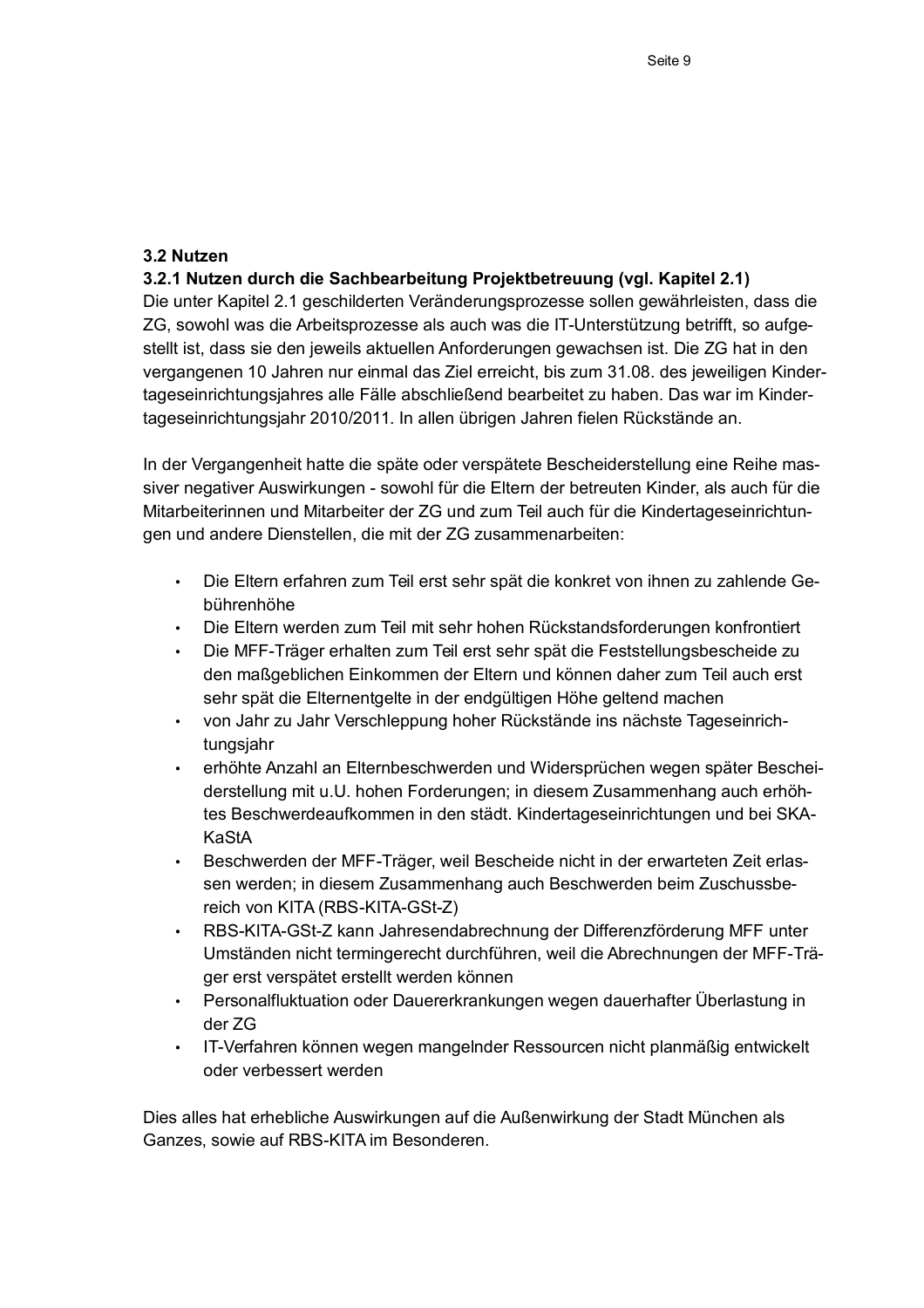### 3.2 Nutzen

#### 3.2.1 Nutzen durch die Sachbearbeitung Projektbetreuung (vgl. Kapitel 2.1)

Die unter Kapitel 2.1 geschilderten Veränderungsprozesse sollen gewährleisten, dass die ZG, sowohl was die Arbeitsprozesse als auch was die IT-Unterstützung betrifft, so aufgestellt ist, dass sie den jeweils aktuellen Anforderungen gewachsen ist. Die ZG hat in den vergangenen 10 Jahren nur einmal das Ziel erreicht, bis zum 31.08. des jeweiligen Kindertageseinrichtungsjahres alle Fälle abschließend bearbeitet zu haben. Das war im Kindertageseinrichtungsjahr 2010/2011. In allen übrigen Jahren fielen Rückstände an.

In der Vergangenheit hatte die späte oder verspätete Bescheiderstellung eine Reihe massiver negativer Auswirkungen - sowohl für die Eltern der betreuten Kinder, als auch für die Mitarbeiterinnen und Mitarbeiter der ZG und zum Teil auch für die Kindertageseinrichtungen und andere Dienststellen, die mit der ZG zusammenarbeiten:

- Die Eltern erfahren zum Teil erst sehr spät die konkret von ihnen zu zahlende Gebührenhöhe
- Die Eltern werden zum Teil mit sehr hohen Rückstandsforderungen konfrontiert
- Die MFF-Träger erhalten zum Teil erst sehr spät die Feststellungsbescheide zu den maßgeblichen Einkommen der Eltern und können daher zum Teil auch erst sehr spät die Elternentgelte in der endgültigen Höhe geltend machen
- von Jahr zu Jahr Verschleppung hoher Rückstände ins nächste Tageseinrichtungsjahr
- erhöhte Anzahl an Elternbeschwerden und Widersprüchen wegen später Bescheiderstellung mit u.U. hohen Forderungen; in diesem Zusammenhang auch erhöhtes Beschwerdeaufkommen in den städt. Kindertageseinrichtungen und bei SKA-KaStA
- Beschwerden der MFF-Träger, weil Bescheide nicht in der erwarteten Zeit erlassen werden; in diesem Zusammenhang auch Beschwerden beim Zuschussbereich von KITA (RBS-KITA-GSt-Z)
- RBS-KITA-GSt-Z kann Jahresendabrechnung der Differenzförderung MFF unter Umständen nicht termingerecht durchführen, weil die Abrechnungen der MFF-Träger erst verspätet erstellt werden können
- Personalfluktuation oder Dauererkrankungen wegen dauerhafter Überlastung in der ZG
- IT-Verfahren können wegen mangelnder Ressourcen nicht planmäßig entwickelt oder verbessert werden

Dies alles hat erhebliche Auswirkungen auf die Außenwirkung der Stadt München als Ganzes, sowie auf RBS-KITA im Besonderen.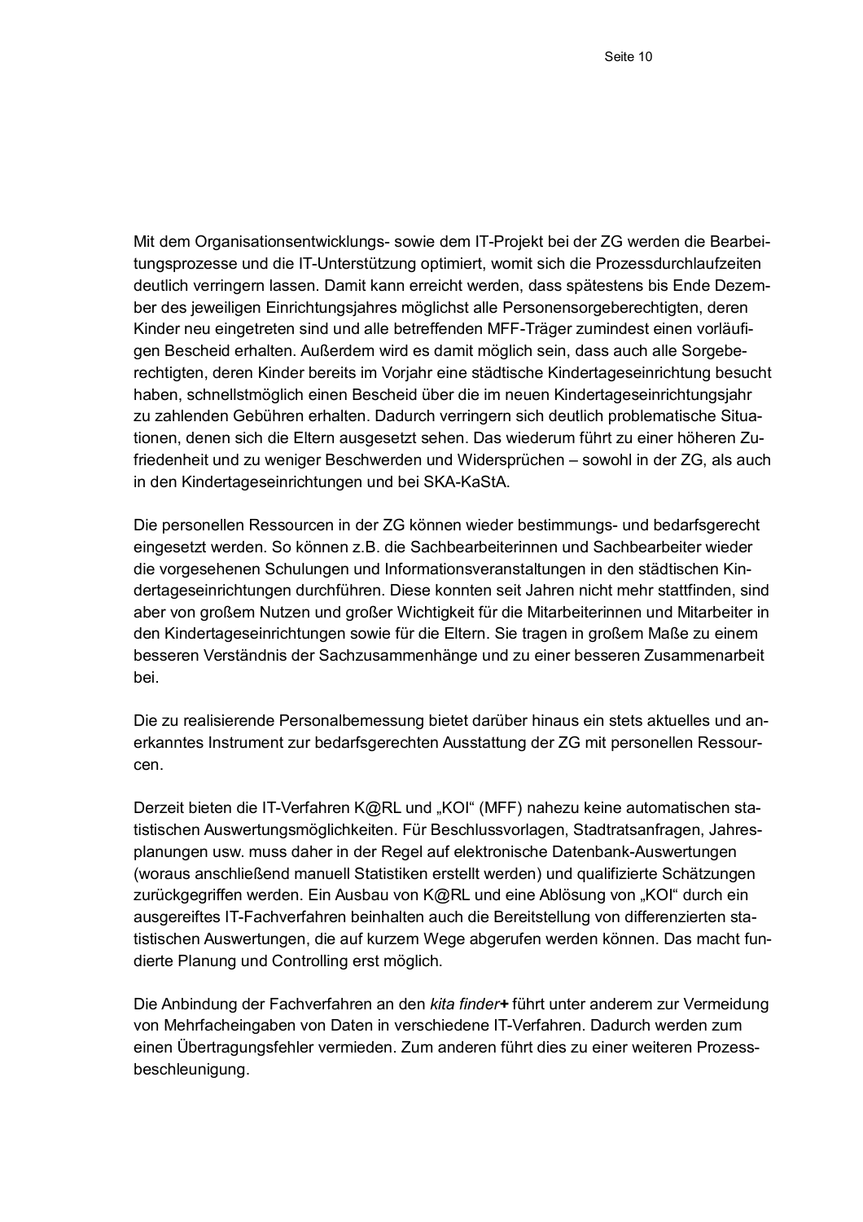Mit dem Organisationsentwicklungs- sowie dem IT-Projekt bei der ZG werden die Bearbeitungsprozesse und die IT-Unterstützung optimiert, womit sich die Prozessdurchlaufzeiten deutlich verringern lassen. Damit kann erreicht werden, dass spätestens bis Ende Dezember des jeweiligen Einrichtungsjahres möglichst alle Personensorgeberechtigten, deren Kinder neu eingetreten sind und alle betreffenden MFF-Träger zumindest einen vorläufigen Bescheid erhalten. Außerdem wird es damit möglich sein, dass auch alle Sorgeberechtigten, deren Kinder bereits im Vorjahr eine städtische Kindertageseinrichtung besucht haben, schnellstmöglich einen Bescheid über die im neuen Kindertageseinrichtungsjahr zu zahlenden Gebühren erhalten. Dadurch verringern sich deutlich problematische Situationen, denen sich die Eltern ausgesetzt sehen. Das wiederum führt zu einer höheren Zufriedenheit und zu weniger Beschwerden und Widersprüchen – sowohl in der ZG, als auch in den Kindertageseinrichtungen und bei SKA-KaStA.

Die personellen Ressourcen in der ZG können wieder bestimmungs- und bedarfsgerecht eingesetzt werden. So können z.B. die Sachbearbeiterinnen und Sachbearbeiter wieder die vorgesehenen Schulungen und Informationsveranstaltungen in den städtischen Kindertageseinrichtungen durchführen. Diese konnten seit Jahren nicht mehr stattfinden, sind aber von großem Nutzen und großer Wichtigkeit für die Mitarbeiterinnen und Mitarbeiter in den Kindertageseinrichtungen sowie für die Eltern. Sie tragen in großem Maße zu einem besseren Verständnis der Sachzusammenhänge und zu einer besseren Zusammenarbeit bei.

Die zu realisierende Personalbemessung bietet darüber hinaus ein stets aktuelles und anerkanntes Instrument zur bedarfsgerechten Ausstattung der ZG mit personellen Ressourcen.

Derzeit bieten die IT-Verfahren K@RL und „KOI" (MFF) nahezu keine automatischen statistischen Auswertungsmöglichkeiten. Für Beschlussvorlagen, Stadtratsanfragen, Jahresplanungen usw. muss daher in der Regel auf elektronische Datenbank-Auswertungen (woraus anschließend manuell Statistiken erstellt werden) und qualifizierte Schätzungen zurückgegriffen werden. Ein Ausbau von K@RL und eine Ablösung von „KOI" durch ein ausgereiftes IT-Fachverfahren beinhalten auch die Bereitstellung von differenzierten statistischen Auswertungen, die auf kurzem Wege abgerufen werden können. Das macht fundierte Planung und Controlling erst möglich.

Die Anbindung der Fachverfahren an den *kita finder***+** führt unter anderem zur Vermeidung von Mehrfacheingaben von Daten in verschiedene IT-Verfahren. Dadurch werden zum einen Übertragungsfehler vermieden. Zum anderen führt dies zu einer weiteren Prozessbeschleunigung.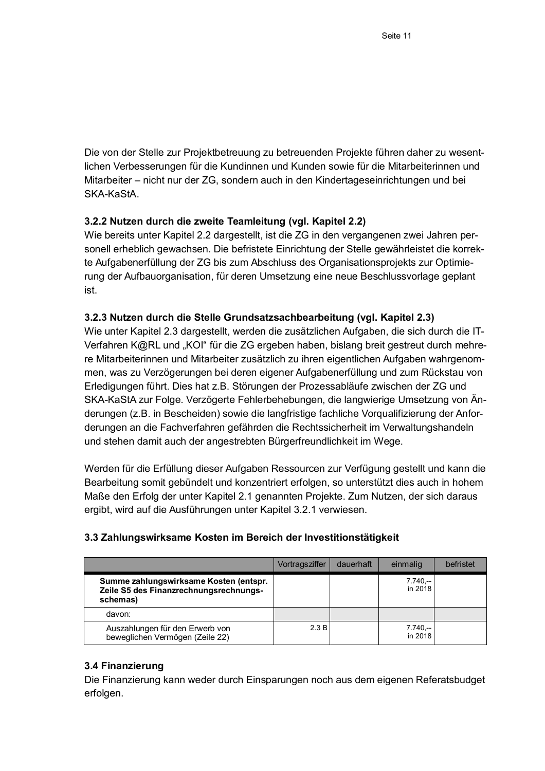Die von der Stelle zur Projektbetreuung zu betreuenden Projekte führen daher zu wesentlichen Verbesserungen für die Kundinnen und Kunden sowie für die Mitarbeiterinnen und Mitarbeiter – nicht nur der ZG, sondern auch in den Kindertageseinrichtungen und bei SKA-KaStA.

### 3.2.2 Nutzen durch die zweite Teamleitung (vgl. Kapitel 2.2)

Wie bereits unter Kapitel 2.2 dargestellt, ist die ZG in den vergangenen zwei Jahren personell erheblich gewachsen. Die befristete Einrichtung der Stelle gewährleistet die korrekte Aufgabenerfüllung der ZG bis zum Abschluss des Organisationsprojekts zur Optimierung der Aufbauorganisation, für deren Umsetzung eine neue Beschlussvorlage geplant ist.

### 3.2.3 Nutzen durch die Stelle Grundsatzsachbearbeitung (vgl. Kapitel 2.3)

Wie unter Kapitel 2.3 dargestellt, werden die zusätzlichen Aufgaben, die sich durch die IT-Verfahren K@RL und „KOI" für die ZG ergeben haben, bislang breit gestreut durch mehrere Mitarbeiterinnen und Mitarbeiter zusätzlich zu ihren eigentlichen Aufgaben wahrgenommen, was zu Verzögerungen bei deren eigener Aufgabenerfüllung und zum Rückstau von Erledigungen führt. Dies hat z.B. Störungen der Prozessabläufe zwischen der ZG und SKA-KaStA zur Folge. Verzögerte Fehlerbehebungen, die langwierige Umsetzung von Änderungen (z.B. in Bescheiden) sowie die langfristige fachliche Vorqualifizierung der Anforderungen an die Fachverfahren gefährden die Rechtssicherheit im Verwaltungshandeln und stehen damit auch der angestrebten Bürgerfreundlichkeit im Wege.

Werden für die Erfüllung dieser Aufgaben Ressourcen zur Verfügung gestellt und kann die Bearbeitung somit gebündelt und konzentriert erfolgen, so unterstützt dies auch in hohem Maße den Erfolg der unter Kapitel 2.1 genannten Projekte. Zum Nutzen, der sich daraus ergibt, wird auf die Ausführungen unter Kapitel 3.2.1 verwiesen.

## 3.3 Zahlungswirksame Kosten im Bereich der Investitionstätigkeit

| | Vortragsziffer | dauerhaft | einmalig | befristet |
|---|---|---|---|---|
| **Summe zahlungswirksame Kosten (entspr. Zeile S5 des Finanzrechnungsrechnungsschemas)** | | | 7.740,-- in 2018 | |
| davon: | | | | |
| Auszahlungen für den Erwerb von beweglichen Vermögen (Zeile 22) | 2.3 B | | 7.740,-- in 2018 | |

## 3.4 Finanzierung

Die Finanzierung kann weder durch Einsparungen noch aus dem eigenen Referatsbudget erfolgen.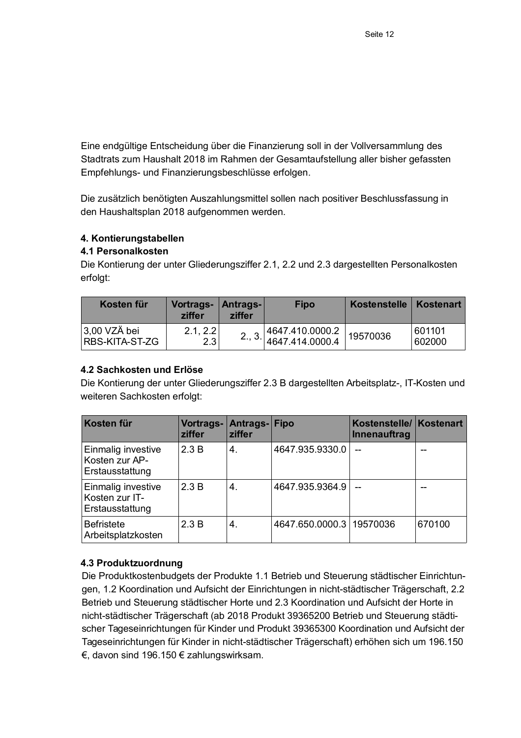Eine endgültige Entscheidung über die Finanzierung soll in der Vollversammlung des Stadtrats zum Haushalt 2018 im Rahmen der Gesamtaufstellung aller bisher gefassten Empfehlungs- und Finanzierungsbeschlüsse erfolgen.

Die zusätzlich benötigten Auszahlungsmittel sollen nach positiver Beschlussfassung in den Haushaltsplan 2018 aufgenommen werden.

**4. Kontierungstabellen**

**4.1 Personalkosten**

Die Kontierung der unter Gliederungsziffer 2.1, 2.2 und 2.3 dargestellten Personalkosten erfolgt:

| Kosten für | Vortrags-ziffer | Antrags-ziffer | Fipo | Kostenstelle | Kostenart |
|---|---|---|---|---|---|
| 3,00 VZÄ bei RBS-KITA-ST-ZG | 2.1, 2.2 2.3 | 2., 3. | 4647.410.0000.2 4647.414.0000.4 | 19570036 | 601101 602000 |

**4.2 Sachkosten und Erlöse**

Die Kontierung der unter Gliederungsziffer 2.3 B dargestellten Arbeitsplatz-, IT-Kosten und weiteren Sachkosten erfolgt:

| Kosten für | Vortrags-ziffer | Antrags-ziffer | Fipo | Kostenstelle/ Innenauftrag | Kostenart |
|---|---|---|---|---|---|
| Einmalig investive Kosten zur AP-Erstausstattung | 2.3 B | 4. | 4647.935.9330.0 | -- | -- |
| Einmalig investive Kosten zur IT-Erstausstattung | 2.3 B | 4. | 4647.935.9364.9 | -- | -- |
| Befristete Arbeitsplatzkosten | 2.3 B | 4. | 4647.650.0000.3 | 19570036 | 670100 |

**4.3 Produktzuordnung**

Die Produktkostenbudgets der Produkte 1.1 Betrieb und Steuerung städtischer Einrichtungen, 1.2 Koordination und Aufsicht der Einrichtungen in nicht-städtischer Trägerschaft, 2.2 Betrieb und Steuerung städtischer Horte und 2.3 Koordination und Aufsicht der Horte in nicht-städtischer Trägerschaft (ab 2018 Produkt 39365200 Betrieb und Steuerung städtischer Tageseinrichtungen für Kinder und Produkt 39365300 Koordination und Aufsicht der Tageseinrichtungen für Kinder in nicht-städtischer Trägerschaft) erhöhen sich um 196.150 €, davon sind 196.150 € zahlungswirksam.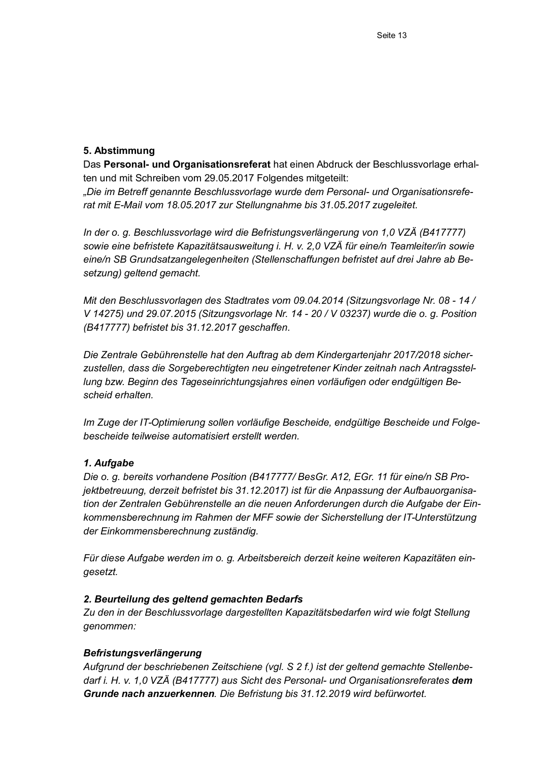## 5. Abstimmung

Das **Personal- und Organisationsreferat** hat einen Abdruck der Beschlussvorlage erhalten und mit Schreiben vom 29.05.2017 Folgendes mitgeteilt:

*„Die im Betreff genannte Beschlussvorlage wurde dem Personal- und Organisationsreferat mit E-Mail vom 18.05.2017 zur Stellungnahme bis 31.05.2017 zugeleitet.*

*In der o. g. Beschlussvorlage wird die Befristungsverlängerung von 1,0 VZÄ (B417777) sowie eine befristete Kapazitätsausweitung i. H. v. 2,0 VZÄ für eine/n Teamleiter/in sowie eine/n SB Grundsatzangelegenheiten (Stellenschaffungen befristet auf drei Jahre ab Besetzung) geltend gemacht.*

*Mit den Beschlussvorlagen des Stadtrates vom 09.04.2014 (Sitzungsvorlage Nr. 08 - 14 / V 14275) und 29.07.2015 (Sitzungsvorlage Nr. 14 - 20 / V 03237) wurde die o. g. Position (B417777) befristet bis 31.12.2017 geschaffen.*

*Die Zentrale Gebührenstelle hat den Auftrag ab dem Kindergartenjahr 2017/2018 sicherzustellen, dass die Sorgeberechtigten neu eingetretener Kinder zeitnah nach Antragsstellung bzw. Beginn des Tageseinrichtungsjahres einen vorläufigen oder endgültigen Bescheid erhalten.*

*Im Zuge der IT-Optimierung sollen vorläufige Bescheide, endgültige Bescheide und Folgebescheide teilweise automatisiert erstellt werden.*

***1. Aufgabe***

*Die o. g. bereits vorhandene Position (B417777/ BesGr. A12, EGr. 11 für eine/n SB Projektbetreuung, derzeit befristet bis 31.12.2017) ist für die Anpassung der Aufbauorganisation der Zentralen Gebührenstelle an die neuen Anforderungen durch die Aufgabe der Einkommensberechnung im Rahmen der MFF sowie der Sicherstellung der IT-Unterstützung der Einkommensberechnung zuständig.*

*Für diese Aufgabe werden im o. g. Arbeitsbereich derzeit keine weiteren Kapazitäten eingesetzt.*

***2. Beurteilung des geltend gemachten Bedarfs***

*Zu den in der Beschlussvorlage dargestellten Kapazitätsbedarfen wird wie folgt Stellung genommen:*

***Befristungsverlängerung***

*Aufgrund der beschriebenen Zeitschiene (vgl. S 2 f.) ist der geltend gemachte Stellenbedarf i. H. v. 1,0 VZÄ (B417777) aus Sicht des Personal- und Organisationsreferates **dem Grunde nach anzuerkennen**. Die Befristung bis 31.12.2019 wird befürwortet.*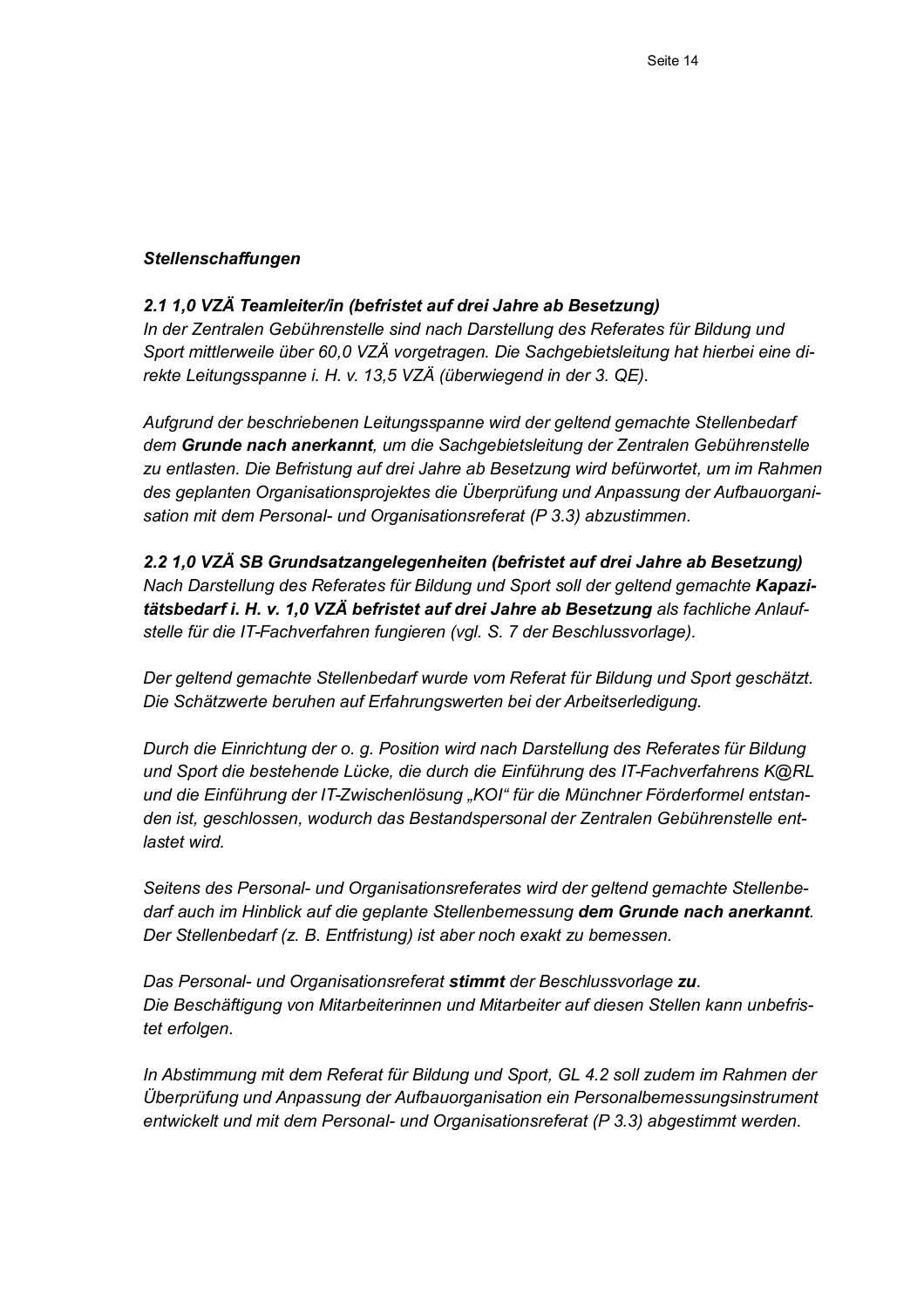***Stellenschaffungen***

***2.1 1,0 VZÄ Teamleiter/in (befristet auf drei Jahre ab Besetzung)***
*In der Zentralen Gebührenstelle sind nach Darstellung des Referates für Bildung und Sport mittlerweile über 60,0 VZÄ vorgetragen. Die Sachgebietsleitung hat hierbei eine direkte Leitungsspanne i. H. v. 13,5 VZÄ (überwiegend in der 3. QE).*

*Aufgrund der beschriebenen Leitungsspanne wird der geltend gemachte Stellenbedarf dem **Grunde nach anerkannt**, um die Sachgebietsleitung der Zentralen Gebührenstelle zu entlasten. Die Befristung auf drei Jahre ab Besetzung wird befürwortet, um im Rahmen des geplanten Organisationsprojektes die Überprüfung und Anpassung der Aufbauorganisation mit dem Personal- und Organisationsreferat (P 3.3) abzustimmen.*

***2.2 1,0 VZÄ SB Grundsatzangelegenheiten (befristet auf drei Jahre ab Besetzung)***
*Nach Darstellung des Referates für Bildung und Sport soll der geltend gemachte **Kapazitätsbedarf i. H. v. 1,0 VZÄ befristet auf drei Jahre ab Besetzung** als fachliche Anlaufstelle für die IT-Fachverfahren fungieren (vgl. S. 7 der Beschlussvorlage).*

*Der geltend gemachte Stellenbedarf wurde vom Referat für Bildung und Sport geschätzt. Die Schätzwerte beruhen auf Erfahrungswerten bei der Arbeitserledigung.*

*Durch die Einrichtung der o. g. Position wird nach Darstellung des Referates für Bildung und Sport die bestehende Lücke, die durch die Einführung des IT-Fachverfahrens K@RL und die Einführung der IT-Zwischenlösung „KOI“ für die Münchner Förderformel entstanden ist, geschlossen, wodurch das Bestandspersonal der Zentralen Gebührenstelle entlastet wird.*

*Seitens des Personal- und Organisationsreferates wird der geltend gemachte Stellenbedarf auch im Hinblick auf die geplante Stellenbemessung **dem Grunde nach anerkannt**. Der Stellenbedarf (z. B. Entfristung) ist aber noch exakt zu bemessen.*

*Das Personal- und Organisationsreferat **stimmt** der Beschlussvorlage **zu**.*
*Die Beschäftigung von Mitarbeiterinnen und Mitarbeiter auf diesen Stellen kann unbefristet erfolgen.*

*In Abstimmung mit dem Referat für Bildung und Sport, GL 4.2 soll zudem im Rahmen der Überprüfung und Anpassung der Aufbauorganisation ein Personalbemessungsinstrument entwickelt und mit dem Personal- und Organisationsreferat (P 3.3) abgestimmt werden.*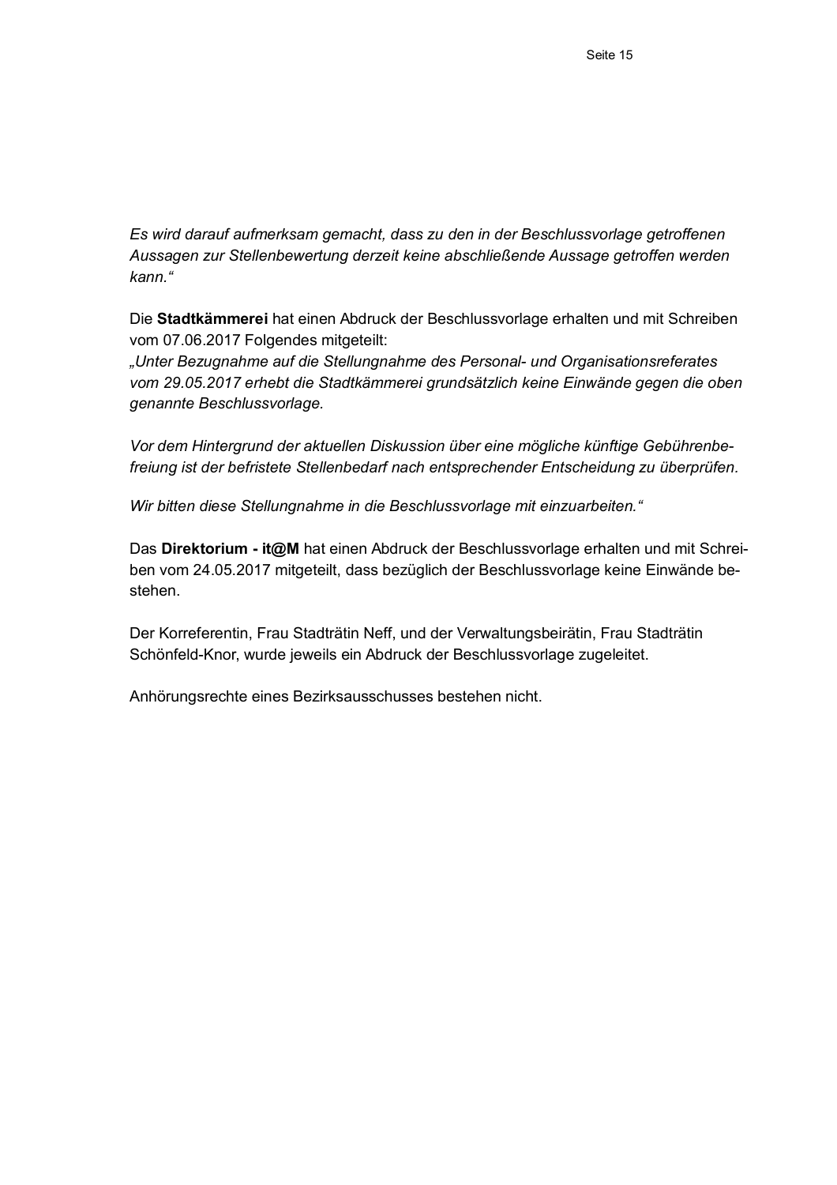*Es wird darauf aufmerksam gemacht, dass zu den in der Beschlussvorlage getroffenen Aussagen zur Stellenbewertung derzeit keine abschließende Aussage getroffen werden kann."*

Die **Stadtkämmerei** hat einen Abdruck der Beschlussvorlage erhalten und mit Schreiben vom 07.06.2017 Folgendes mitgeteilt:
*„Unter Bezugnahme auf die Stellungnahme des Personal- und Organisationsreferates vom 29.05.2017 erhebt die Stadtkämmerei grundsätzlich keine Einwände gegen die oben genannte Beschlussvorlage.*

*Vor dem Hintergrund der aktuellen Diskussion über eine mögliche künftige Gebührenbefreiung ist der befristete Stellenbedarf nach entsprechender Entscheidung zu überprüfen.*

*Wir bitten diese Stellungnahme in die Beschlussvorlage mit einzuarbeiten."*

Das **Direktorium - it@M** hat einen Abdruck der Beschlussvorlage erhalten und mit Schreiben vom 24.05.2017 mitgeteilt, dass bezüglich der Beschlussvorlage keine Einwände bestehen.

Der Korreferentin, Frau Stadträtin Neff, und der Verwaltungsbeirätin, Frau Stadträtin Schönfeld-Knor, wurde jeweils ein Abdruck der Beschlussvorlage zugeleitet.

Anhörungsrechte eines Bezirksausschusses bestehen nicht.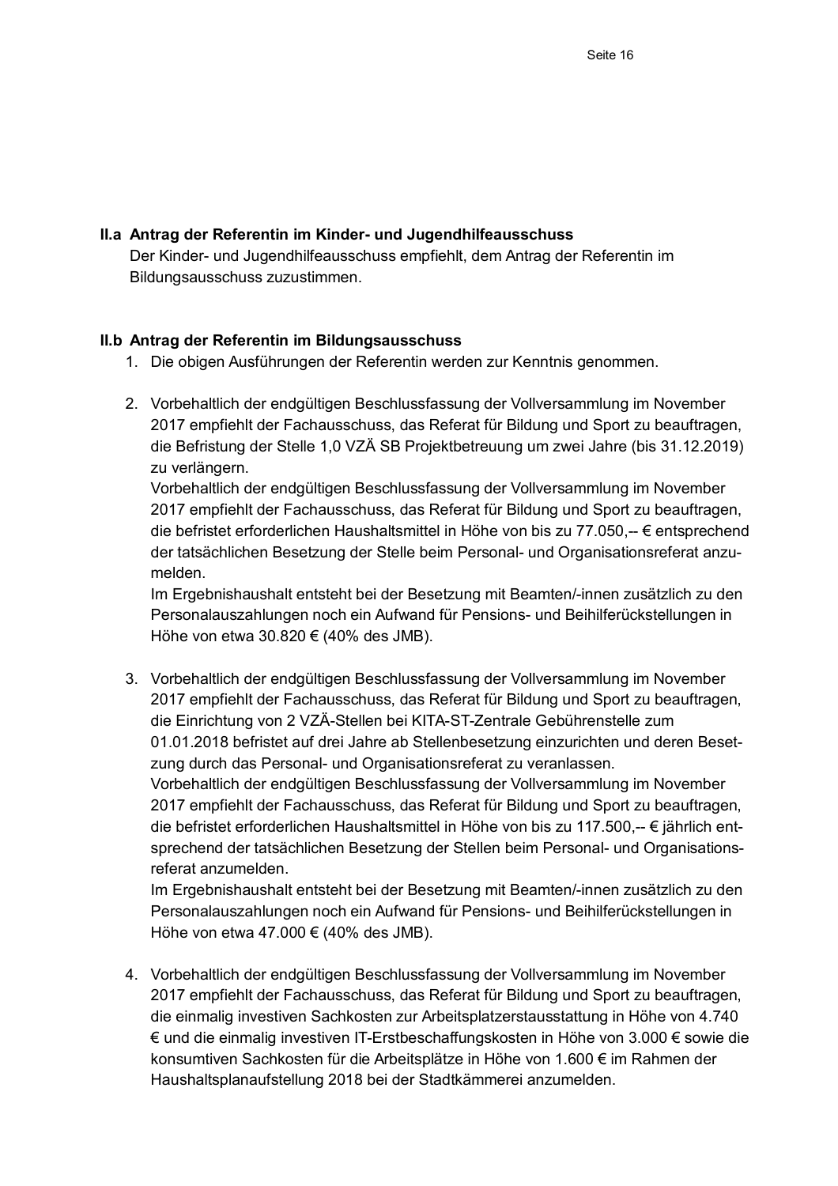## II.a Antrag der Referentin im Kinder- und Jugendhilfeausschuss

Der Kinder- und Jugendhilfeausschuss empfiehlt, dem Antrag der Referentin im Bildungsausschuss zuzustimmen.

## II.b Antrag der Referentin im Bildungsausschuss

1. Die obigen Ausführungen der Referentin werden zur Kenntnis genommen.

2. Vorbehaltlich der endgültigen Beschlussfassung der Vollversammlung im November 2017 empfiehlt der Fachausschuss, das Referat für Bildung und Sport zu beauftragen, die Befristung der Stelle 1,0 VZÄ SB Projektbetreuung um zwei Jahre (bis 31.12.2019) zu verlängern.
   Vorbehaltlich der endgültigen Beschlussfassung der Vollversammlung im November 2017 empfiehlt der Fachausschuss, das Referat für Bildung und Sport zu beauftragen, die befristet erforderlichen Haushaltsmittel in Höhe von bis zu 77.050,-- € entsprechend der tatsächlichen Besetzung der Stelle beim Personal- und Organisationsreferat anzumelden.
   Im Ergebnishaushalt entsteht bei der Besetzung mit Beamten/-innen zusätzlich zu den Personalauszahlungen noch ein Aufwand für Pensions- und Beihilferückstellungen in Höhe von etwa 30.820 € (40% des JMB).

3. Vorbehaltlich der endgültigen Beschlussfassung der Vollversammlung im November 2017 empfiehlt der Fachausschuss, das Referat für Bildung und Sport zu beauftragen, die Einrichtung von 2 VZÄ-Stellen bei KITA-ST-Zentrale Gebührenstelle zum 01.01.2018 befristet auf drei Jahre ab Stellenbesetzung einzurichten und deren Besetzung durch das Personal- und Organisationsreferat zu veranlassen.
   Vorbehaltlich der endgültigen Beschlussfassung der Vollversammlung im November 2017 empfiehlt der Fachausschuss, das Referat für Bildung und Sport zu beauftragen, die befristet erforderlichen Haushaltsmittel in Höhe von bis zu 117.500,-- € jährlich entsprechend der tatsächlichen Besetzung der Stellen beim Personal- und Organisationsreferat anzumelden.
   Im Ergebnishaushalt entsteht bei der Besetzung mit Beamten/-innen zusätzlich zu den Personalauszahlungen noch ein Aufwand für Pensions- und Beihilferückstellungen in Höhe von etwa 47.000 € (40% des JMB).

4. Vorbehaltlich der endgültigen Beschlussfassung der Vollversammlung im November 2017 empfiehlt der Fachausschuss, das Referat für Bildung und Sport zu beauftragen, die einmalig investiven Sachkosten zur Arbeitsplatzerstausstattung in Höhe von 4.740 € und die einmalig investiven IT-Erstbeschaffungskosten in Höhe von 3.000 € sowie die konsumtiven Sachkosten für die Arbeitsplätze in Höhe von 1.600 € im Rahmen der Haushaltsplanaufstellung 2018 bei der Stadtkämmerei anzumelden.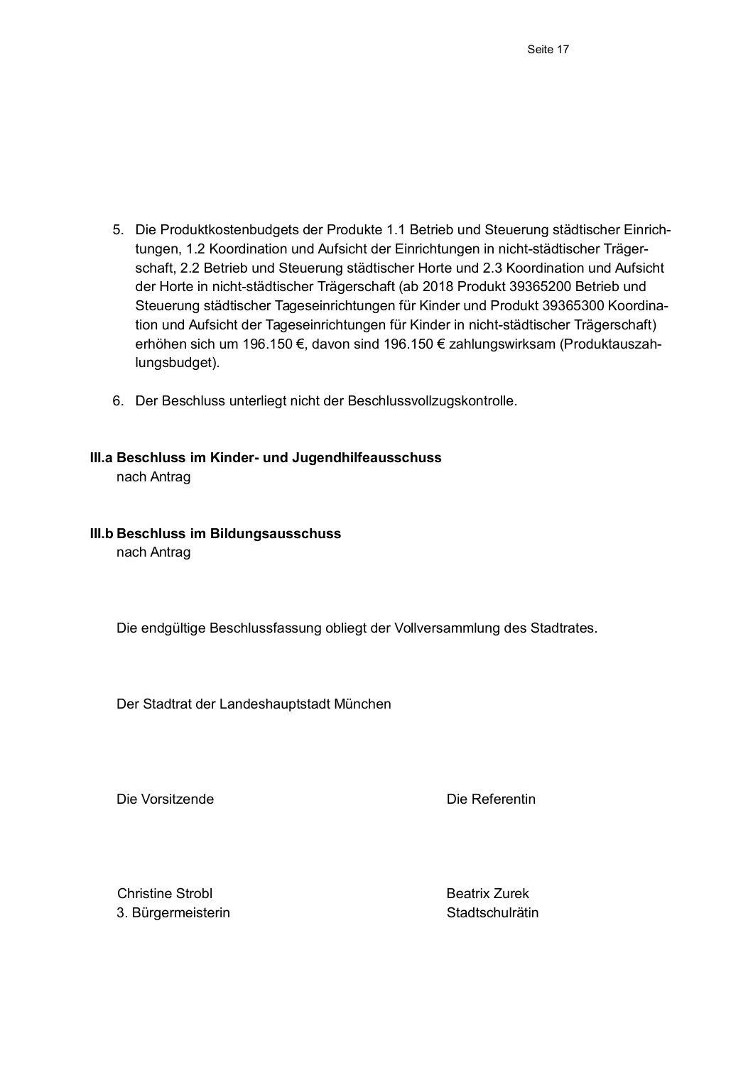5. Die Produktkostenbudgets der Produkte 1.1 Betrieb und Steuerung städtischer Einrichtungen, 1.2 Koordination und Aufsicht der Einrichtungen in nicht-städtischer Trägerschaft, 2.2 Betrieb und Steuerung städtischer Horte und 2.3 Koordination und Aufsicht der Horte in nicht-städtischer Trägerschaft (ab 2018 Produkt 39365200 Betrieb und Steuerung städtischer Tageseinrichtungen für Kinder und Produkt 39365300 Koordination und Aufsicht der Tageseinrichtungen für Kinder in nicht-städtischer Trägerschaft) erhöhen sich um 196.150 €, davon sind 196.150 € zahlungswirksam (Produktauszahlungsbudget).

6. Der Beschluss unterliegt nicht der Beschlussvollzugskontrolle.

**III.a Beschluss im Kinder- und Jugendhilfeausschuss**
nach Antrag

**III.b Beschluss im Bildungsausschuss**
nach Antrag

Die endgültige Beschlussfassung obliegt der Vollversammlung des Stadtrates.

Der Stadtrat der Landeshauptstadt München

Die Vorsitzende

Christine Strobl
3. Bürgermeisterin

Die Referentin

Beatrix Zurek
Stadtschulrätin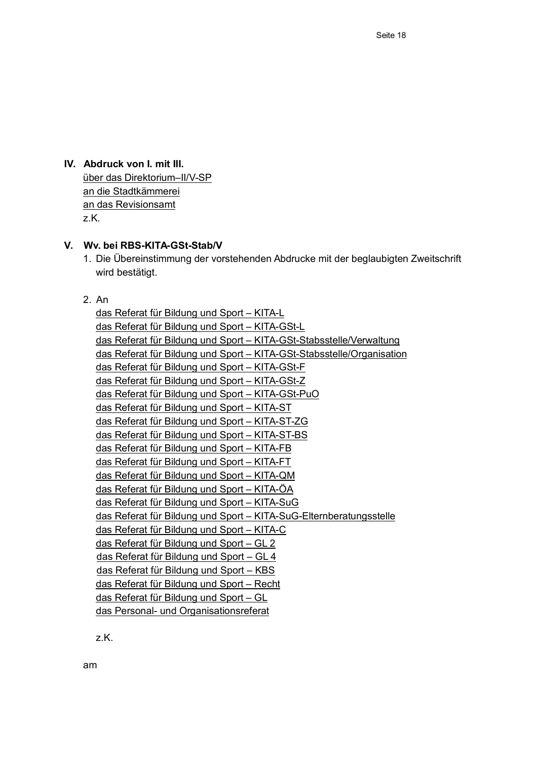**IV. Abdruck von I. mit III.**

über das Direktorium–II/V-SP
an die Stadtkämmerei
an das Revisionsamt
z.K.

**V. Wv. bei RBS-KITA-GSt-Stab/V**

1. Die Übereinstimmung der vorstehenden Abdrucke mit der beglaubigten Zweitschrift wird bestätigt.

2. An
das Referat für Bildung und Sport – KITA-L
das Referat für Bildung und Sport – KITA-GSt-L
das Referat für Bildung und Sport – KITA-GSt-Stabsstelle/Verwaltung
das Referat für Bildung und Sport – KITA-GSt-Stabsstelle/Organisation
das Referat für Bildung und Sport – KITA-GSt-F
das Referat für Bildung und Sport – KITA-GSt-Z
das Referat für Bildung und Sport – KITA-GSt-PuO
das Referat für Bildung und Sport – KITA-ST
das Referat für Bildung und Sport – KITA-ST-ZG
das Referat für Bildung und Sport – KITA-ST-BS
das Referat für Bildung und Sport – KITA-FB
das Referat für Bildung und Sport – KITA-FT
das Referat für Bildung und Sport – KITA-QM
das Referat für Bildung und Sport – KITA-ÖA
das Referat für Bildung und Sport – KITA-SuG
das Referat für Bildung und Sport – KITA-SuG-Elternberatungsstelle
das Referat für Bildung und Sport – KITA-C
das Referat für Bildung und Sport – GL 2
das Referat für Bildung und Sport – GL 4
das Referat für Bildung und Sport – KBS
das Referat für Bildung und Sport – Recht
das Referat für Bildung und Sport – GL
das Personal- und Organisationsreferat

z.K.

am